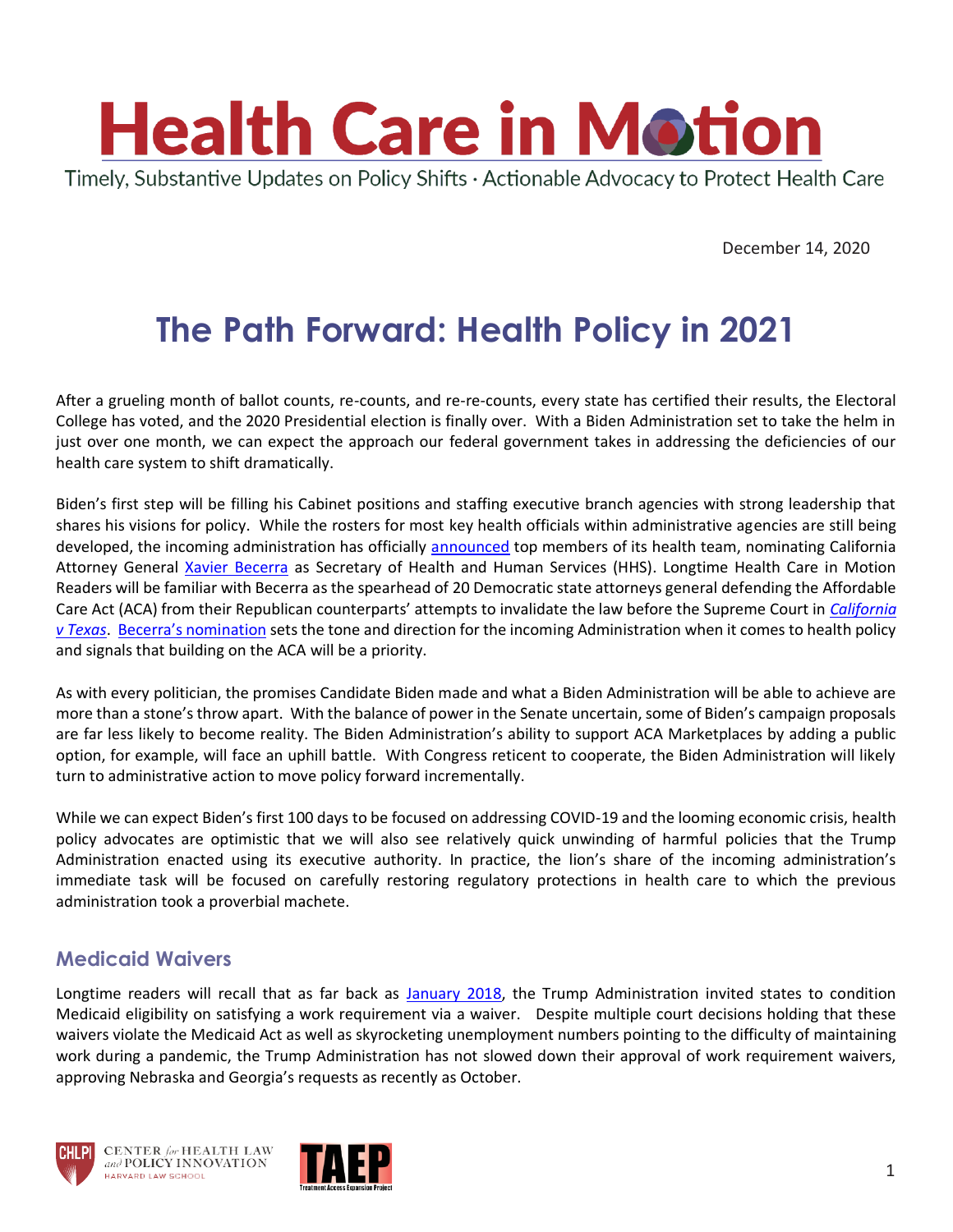# Health Care in Motion

Timely, Substantive Updates on Policy Shifts · Actionable Advocacy to Protect Health Care

December 14, 2020

# The Path Forward: Health Policy in 2021

After a grueling month of ballot counts, re-counts, and re-re-counts, every state has certified their results, the Electoral College has voted, and the 2020 Presidential election is finally over. With a Biden Administration set to take the helm in just over one month, we can expect the approach our federal government takes in addressing the deficiencies of our health care system to shift dramatically.

Biden's first step will be filling his Cabinet positions and staffing executive branch agencies with strong leadership that shares his visions for policy. While the rosters for most key health officials within administrative agencies are still being developed, the incoming administration has officially announced top members of its health team, nominating California Attorney General Xavier Becerra as Secretary of Health and Human Services (HHS). Longtime Health Care in Motion Readers will be familiar with Becerra as the spearhead of 20 Democratic state attorneys general defending the Affordable Care Act (ACA) from their Republican counterparts' attempts to invalidate the law before the Supreme Court in *California v Texas*. Becerra's nomination sets the tone and direction for the incoming Administration when it comes to health policy and signals that building on the ACA will be a priority.

As with every politician, the promises Candidate Biden made and what a Biden Administration will be able to achieve are more than a stone's throw apart. With the balance of power in the Senate uncertain, some of Biden's campaign proposals are far less likely to become reality. The Biden Administration's ability to support ACA Marketplaces by adding a public option, for example, will face an uphill battle. With Congress reticent to cooperate, the Biden Administration will likely turn to administrative action to move policy forward incrementally.

While we can expect Biden's first 100 days to be focused on addressing COVID-19 and the looming economic crisis, health policy advocates are optimistic that we will also see relatively quick unwinding of harmful policies that the Trump Administration enacted using its executive authority. In practice, the lion's share of the incoming administration's immediate task will be focused on carefully restoring regulatory protections in health care to which the previous administration took a proverbial machete.

## Medicaid Waivers

Longtime readers will recall that as far back as January 2018, the Trump Administration invited states to condition Medicaid eligibility on satisfying a work requirement via a waiver. Despite multiple court decisions holding that these waivers violate the Medicaid Act as well as skyrocketing unemployment numbers pointing to the difficulty of maintaining work during a pandemic, the Trump Administration has not slowed down their approval of work requirement waivers, approving Nebraska and Georgia's requests as recently as October.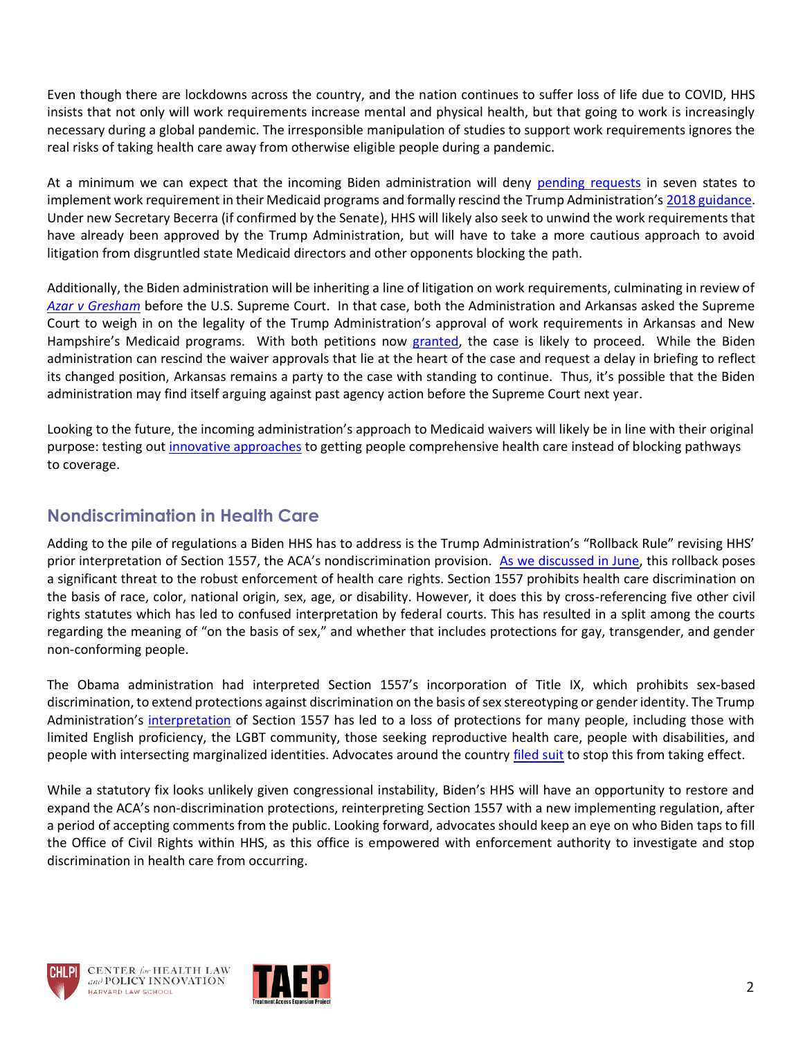Even though there are lockdowns across the country, and the nation continues to suffer loss of life due to COVID, HHS insists that not only will work requirements increase mental and physical health, but that going to work is increasingly necessary during a global pandemic. The irresponsible manipulation of studies to support work requirements ignores the real risks of taking health care away from otherwise eligible people during a pandemic.

At a minimum we can expect that the incoming Biden administration will deny pending requests in seven states to implement work requirement in their Medicaid programs and formally rescind the Trump Administration's 2018 guidance. Under new Secretary Becerra (if confirmed by the Senate), HHS will likely also seek to unwind the work requirements that have already been approved by the Trump Administration, but will have to take a more cautious approach to avoid litigation from disgruntled state Medicaid directors and other opponents blocking the path.

Additionally, the Biden administration will be inheriting a line of litigation on work requirements, culminating in review of *Azar v Gresham* before the U.S. Supreme Court. In that case, both the Administration and Arkansas asked the Supreme Court to weigh in on the legality of the Trump Administration's approval of work requirements in Arkansas and New Hampshire's Medicaid programs. With both petitions now granted, the case is likely to proceed. While the Biden administration can rescind the waiver approvals that lie at the heart of the case and request a delay in briefing to reflect its changed position, Arkansas remains a party to the case with standing to continue. Thus, it's possible that the Biden administration may find itself arguing against past agency action before the Supreme Court next year.

Looking to the future, the incoming administration's approach to Medicaid waivers will likely be in line with their original purpose: testing out innovative approaches to getting people comprehensive health care instead of blocking pathways to coverage.

## Nondiscrimination in Health Care

Adding to the pile of regulations a Biden HHS has to address is the Trump Administration's "Rollback Rule" revising HHS' prior interpretation of Section 1557, the ACA's nondiscrimination provision. As we discussed in June, this rollback poses a significant threat to the robust enforcement of health care rights. Section 1557 prohibits health care discrimination on the basis of race, color, national origin, sex, age, or disability. However, it does this by cross-referencing five other civil rights statutes which has led to confused interpretation by federal courts. This has resulted in a split among the courts regarding the meaning of "on the basis of sex," and whether that includes protections for gay, transgender, and gender non-conforming people.

The Obama administration had interpreted Section 1557's incorporation of Title IX, which prohibits sex-based discrimination, to extend protections against discrimination on the basis of sex stereotyping or gender identity. The Trump Administration's interpretation of Section 1557 has led to a loss of protections for many people, including those with limited English proficiency, the LGBT community, those seeking reproductive health care, people with disabilities, and people with intersecting marginalized identities. Advocates around the country filed suit to stop this from taking effect.

While a statutory fix looks unlikely given congressional instability, Biden's HHS will have an opportunity to restore and expand the ACA's non-discrimination protections, reinterpreting Section 1557 with a new implementing regulation, after a period of accepting comments from the public. Looking forward, advocates should keep an eye on who Biden taps to fill the Office of Civil Rights within HHS, as this office is empowered with enforcement authority to investigate and stop discrimination in health care from occurring.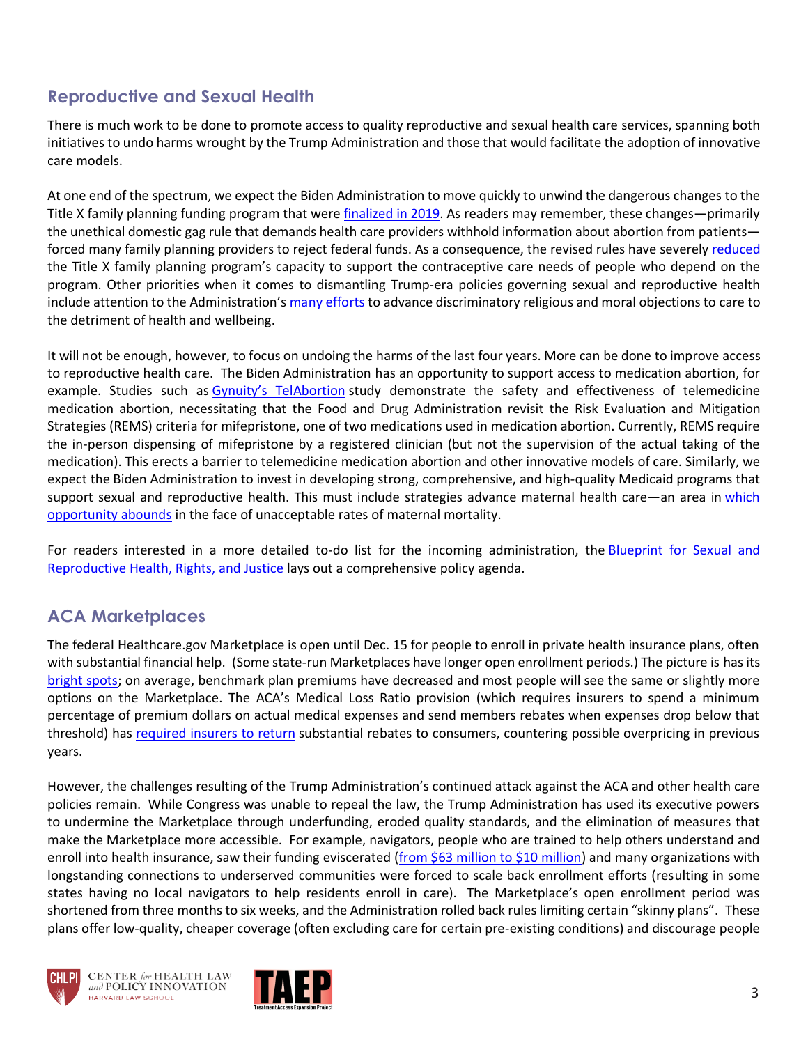## Reproductive and Sexual Health

There is much work to be done to promote access to quality reproductive and sexual health care services, spanning both initiatives to undo harms wrought by the Trump Administration and those that would facilitate the adoption of innovative care models.

At one end of the spectrum, we expect the Biden Administration to move quickly to unwind the dangerous changes to the Title X family planning funding program that were finalized in 2019. As readers may remember, these changes—primarily the unethical domestic gag rule that demands health care providers withhold information about abortion from patients—forced many family planning providers to reject federal funds. As a consequence, the revised rules have severely reduced the Title X family planning program's capacity to support the contraceptive care needs of people who depend on the program. Other priorities when it comes to dismantling Trump-era policies governing sexual and reproductive health include attention to the Administration's many efforts to advance discriminatory religious and moral objections to care to the detriment of health and wellbeing.

It will not be enough, however, to focus on undoing the harms of the last four years. More can be done to improve access to reproductive health care. The Biden Administration has an opportunity to support access to medication abortion, for example. Studies such as Gynuity's TelAbortion study demonstrate the safety and effectiveness of telemedicine medication abortion, necessitating that the Food and Drug Administration revisit the Risk Evaluation and Mitigation Strategies (REMS) criteria for mifepristone, one of two medications used in medication abortion. Currently, REMS require the in-person dispensing of mifepristone by a registered clinician (but not the supervision of the actual taking of the medication). This erects a barrier to telemedicine medication abortion and other innovative models of care. Similarly, we expect the Biden Administration to invest in developing strong, comprehensive, and high-quality Medicaid programs that support sexual and reproductive health. This must include strategies advance maternal health care—an area in which opportunity abounds in the face of unacceptable rates of maternal mortality.

For readers interested in a more detailed to-do list for the incoming administration, the Blueprint for Sexual and Reproductive Health, Rights, and Justice lays out a comprehensive policy agenda.

## ACA Marketplaces

The federal Healthcare.gov Marketplace is open until Dec. 15 for people to enroll in private health insurance plans, often with substantial financial help. (Some state-run Marketplaces have longer open enrollment periods.) The picture is has its bright spots; on average, benchmark plan premiums have decreased and most people will see the same or slightly more options on the Marketplace. The ACA's Medical Loss Ratio provision (which requires insurers to spend a minimum percentage of premium dollars on actual medical expenses and send members rebates when expenses drop below that threshold) has required insurers to return substantial rebates to consumers, countering possible overpricing in previous years.

However, the challenges resulting of the Trump Administration's continued attack against the ACA and other health care policies remain. While Congress was unable to repeal the law, the Trump Administration has used its executive powers to undermine the Marketplace through underfunding, eroded quality standards, and the elimination of measures that make the Marketplace more accessible. For example, navigators, people who are trained to help others understand and enroll into health insurance, saw their funding eviscerated (from $63 million to $10 million) and many organizations with longstanding connections to underserved communities were forced to scale back enrollment efforts (resulting in some states having no local navigators to help residents enroll in care). The Marketplace's open enrollment period was shortened from three months to six weeks, and the Administration rolled back rules limiting certain "skinny plans". These plans offer low-quality, cheaper coverage (often excluding care for certain pre-existing conditions) and discourage people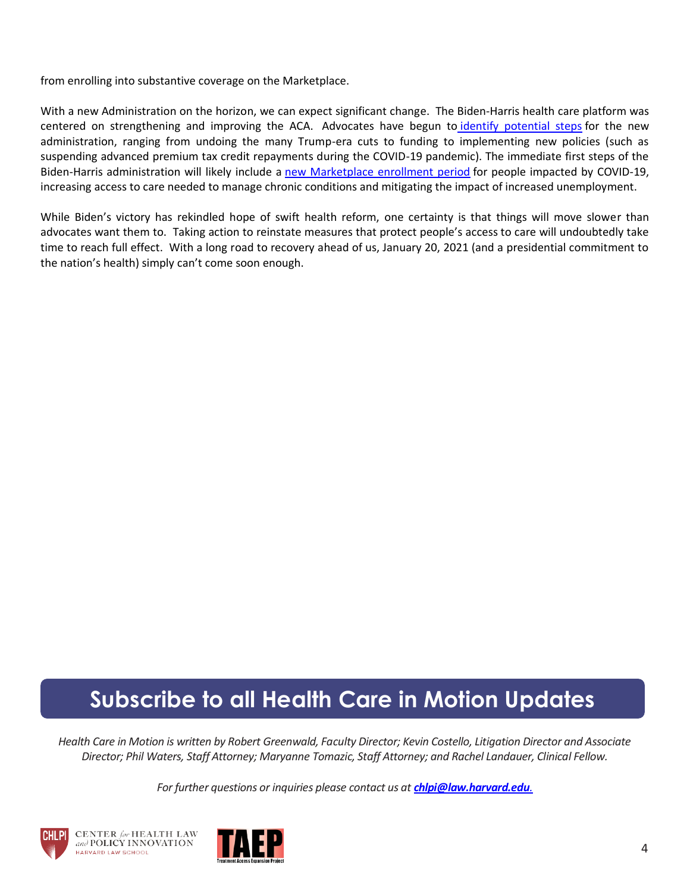from enrolling into substantive coverage on the Marketplace.

With a new Administration on the horizon, we can expect significant change. The Biden-Harris health care platform was centered on strengthening and improving the ACA. Advocates have begun to identify potential steps for the new administration, ranging from undoing the many Trump-era cuts to funding to implementing new policies (such as suspending advanced premium tax credit repayments during the COVID-19 pandemic). The immediate first steps of the Biden-Harris administration will likely include a new Marketplace enrollment period for people impacted by COVID-19, increasing access to care needed to manage chronic conditions and mitigating the impact of increased unemployment.

While Biden's victory has rekindled hope of swift health reform, one certainty is that things will move slower than advocates want them to. Taking action to reinstate measures that protect people's access to care will undoubtedly take time to reach full effect. With a long road to recovery ahead of us, January 20, 2021 (and a presidential commitment to the nation's health) simply can't come soon enough.

## Subscribe to all Health Care in Motion Updates

*Health Care in Motion is written by Robert Greenwald, Faculty Director; Kevin Costello, Litigation Director and Associate Director; Phil Waters, Staff Attorney; Maryanne Tomazic, Staff Attorney; and Rachel Landauer, Clinical Fellow.*

*For further questions or inquiries please contact us at **chlpi@law.harvard.edu**.*

CHLPI CENTER for HEALTH LAW and POLICY INNOVATION HARVARD LAW SCHOOL

TAEP Treatment Access Expansion Project